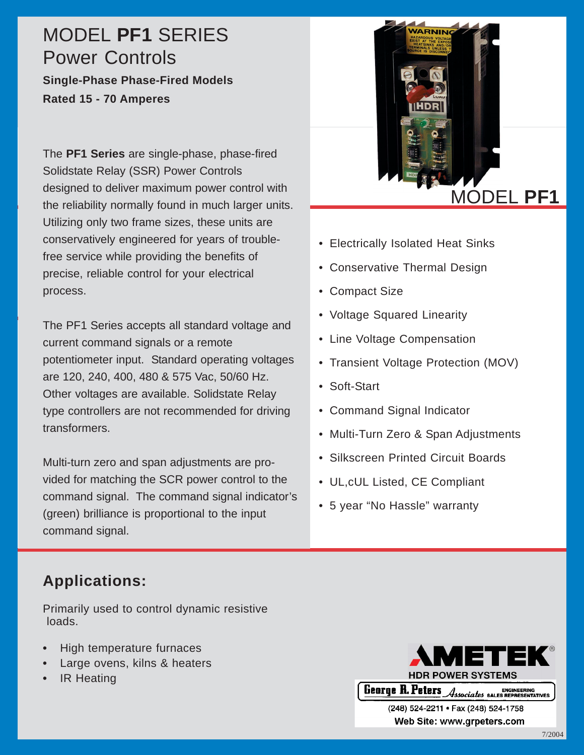# MODEL **PF1** SERIES Power Controls

**Single-Phase Phase-Fired Models**

**Rated 15 - 70 Amperes**

The **PF1 Series** are single-phase, phase-fired Solidstate Relay (SSR) Power Controls designed to deliver maximum power control with the reliability normally found in much larger units. Utilizing only two frame sizes, these units are conservatively engineered for years of trouble-free service while providing the benefits of precise, reliable control for your electrical process.

The PF1 Series accepts all standard voltage and current command signals or a remote potentiometer input. Standard operating voltages are 120, 240, 400, 480 & 575 Vac, 50/60 Hz. Other voltages are available. Solidstate Relay type controllers are not recommended for driving transformers.

Multi-turn zero and span adjustments are provided for matching the SCR power control to the command signal. The command signal indicator's (green) brilliance is proportional to the input command signal.

MODEL **PF1**

- Electrically Isolated Heat Sinks
- Conservative Thermal Design
- Compact Size
- Voltage Squared Linearity
- Line Voltage Compensation
- Transient Voltage Protection (MOV)
- Soft-Start
- Command Signal Indicator
- Multi-Turn Zero & Span Adjustments
- Silkscreen Printed Circuit Boards
- UL,cUL Listed, CE Compliant
- 5 year "No Hassle" warranty

## Applications:

Primarily used to control dynamic resistive loads.

- High temperature furnaces
- Large ovens, kilns & heaters
- IR Heating

AMETEK®
HDR POWER SYSTEMS

George R. Peters Associates ENGINEERING SALES REPRESENTATIVES

(248) 524-2211 • Fax (248) 524-1758

Web Site: www.grpeters.com

7/2004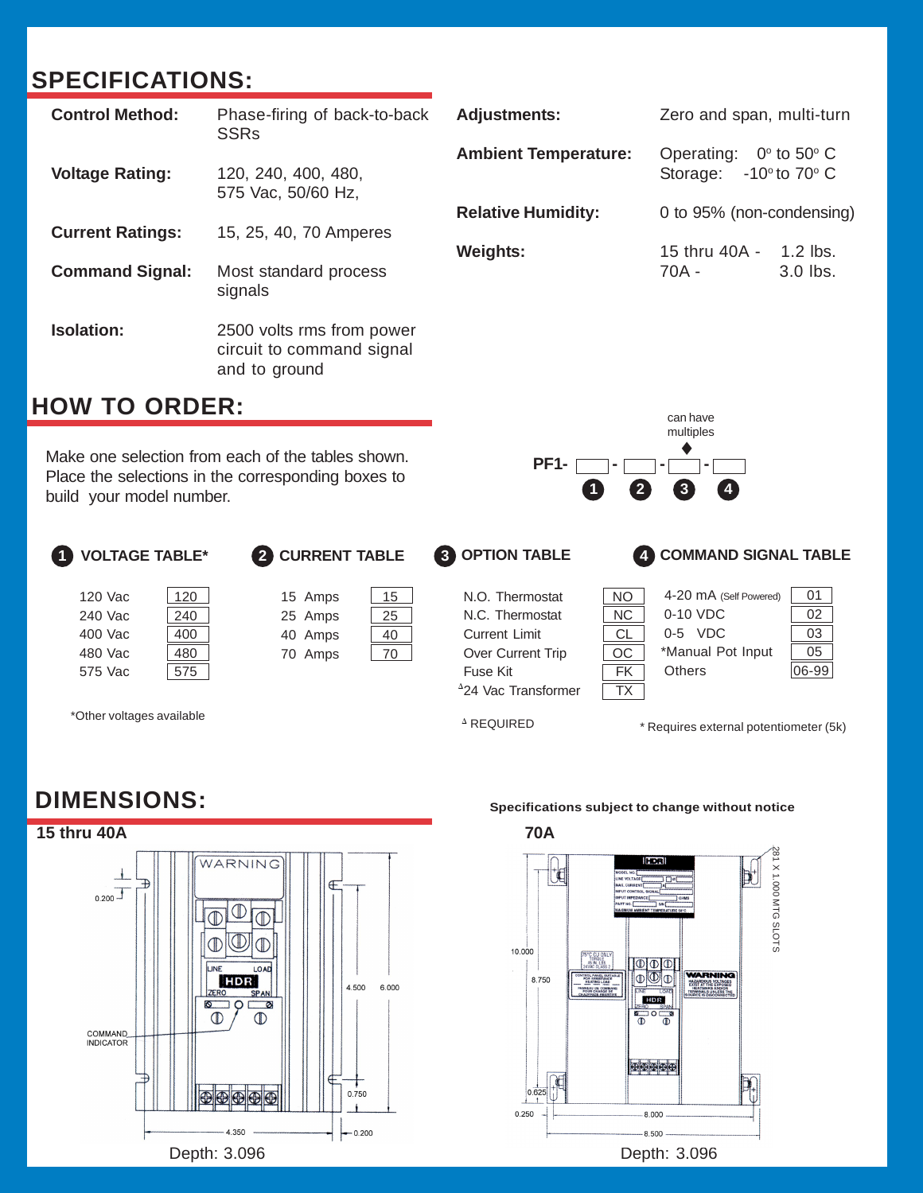## SPECIFICATIONS:

| | |
|---|---|
| **Control Method:** | Phase-firing of back-to-back SSRs |
| **Voltage Rating:** | 120, 240, 400, 480, 575 Vac, 50/60 Hz, |
| **Current Ratings:** | 15, 25, 40, 70 Amperes |
| **Command Signal:** | Most standard process signals |
| **Isolation:** | 2500 volts rms from power circuit to command signal and to ground |
| **Adjustments:** | Zero and span, multi-turn |
| **Ambient Temperature:** | Operating: 0° to 50° C<br>Storage: -10° to 70° C |
| **Relative Humidity:** | 0 to 95% (non-condensing) |
| **Weights:** | 15 thru 40A - 1.2 lbs.<br>70A - 3.0 lbs. |

## HOW TO ORDER:

Make one selection from each of the tables shown. Place the selections in the corresponding boxes to build your model number.

PF1- [ 1 ] - [ 2 ] - [ 3 ] - [ 4 ]

(3: can have multiples)

### 1 VOLTAGE TABLE*

| | |
|---|---|
| 120 Vac | 120 |
| 240 Vac | 240 |
| 400 Vac | 400 |
| 480 Vac | 480 |
| 575 Vac | 575 |

*Other voltages available

### 2 CURRENT TABLE

| | |
|---|---|
| 15 Amps | 15 |
| 25 Amps | 25 |
| 40 Amps | 40 |
| 70 Amps | 70 |

### 3 OPTION TABLE

| | |
|---|---|
| N.O. Thermostat | NO |
| N.C. Thermostat | NC |
| Current Limit | CL |
| Over Current Trip | OC |
| Fuse Kit | FK |
| ∆24 Vac Transformer | TX |

∆ REQUIRED

### 4 COMMAND SIGNAL TABLE

| | |
|---|---|
| 4-20 mA (Self Powered) | 01 |
| 0-10 VDC | 02 |
| 0-5 VDC | 03 |
| *Manual Pot Input | 05 |
| Others | 06-99 |

* Requires external potentiometer (5k)

## DIMENSIONS:

**Specifications subject to change without notice**

### 15 thru 40A

WARNING

LINE LOAD
HDR
ZERO SPAN

COMMAND INDICATOR

0.200
4.500
6.000
0.750
4.350
0.200

Depth: 3.096

### 70A

HDR

WARNING

.281 X 1.000 MTG SLOTS

10.000
8.750
0.625
0.250
8.000
8.500

Depth: 3.096